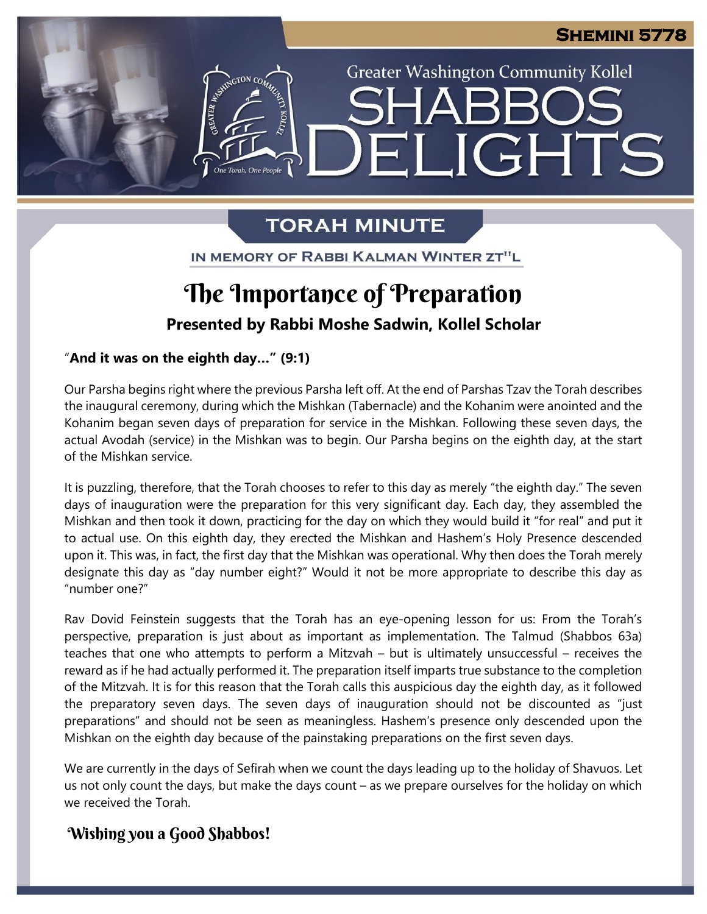**SHEMINI 5778**

Greater Washington Community Kollel

# SHABBOS DELIGHTS

## TORAH MINUTE

IN MEMORY OF RABBI KALMAN WINTER ZT"L

# The Importance of Preparation

**Presented by Rabbi Moshe Sadwin, Kollel Scholar**

"**And it was on the eighth day…" (9:1)**

Our Parsha begins right where the previous Parsha left off. At the end of Parshas Tzav the Torah describes the inaugural ceremony, during which the Mishkan (Tabernacle) and the Kohanim were anointed and the Kohanim began seven days of preparation for service in the Mishkan. Following these seven days, the actual Avodah (service) in the Mishkan was to begin. Our Parsha begins on the eighth day, at the start of the Mishkan service.

It is puzzling, therefore, that the Torah chooses to refer to this day as merely "the eighth day." The seven days of inauguration were the preparation for this very significant day. Each day, they assembled the Mishkan and then took it down, practicing for the day on which they would build it "for real" and put it to actual use. On this eighth day, they erected the Mishkan and Hashem's Holy Presence descended upon it. This was, in fact, the first day that the Mishkan was operational. Why then does the Torah merely designate this day as "day number eight?" Would it not be more appropriate to describe this day as "number one?"

Rav Dovid Feinstein suggests that the Torah has an eye-opening lesson for us: From the Torah's perspective, preparation is just about as important as implementation. The Talmud (Shabbos 63a) teaches that one who attempts to perform a Mitzvah – but is ultimately unsuccessful – receives the reward as if he had actually performed it. The preparation itself imparts true substance to the completion of the Mitzvah. It is for this reason that the Torah calls this auspicious day the eighth day, as it followed the preparatory seven days. The seven days of inauguration should not be discounted as "just preparations" and should not be seen as meaningless. Hashem's presence only descended upon the Mishkan on the eighth day because of the painstaking preparations on the first seven days.

We are currently in the days of Sefirah when we count the days leading up to the holiday of Shavuos. Let us not only count the days, but make the days count – as we prepare ourselves for the holiday on which we received the Torah.

**Wishing you a Good Shabbos!**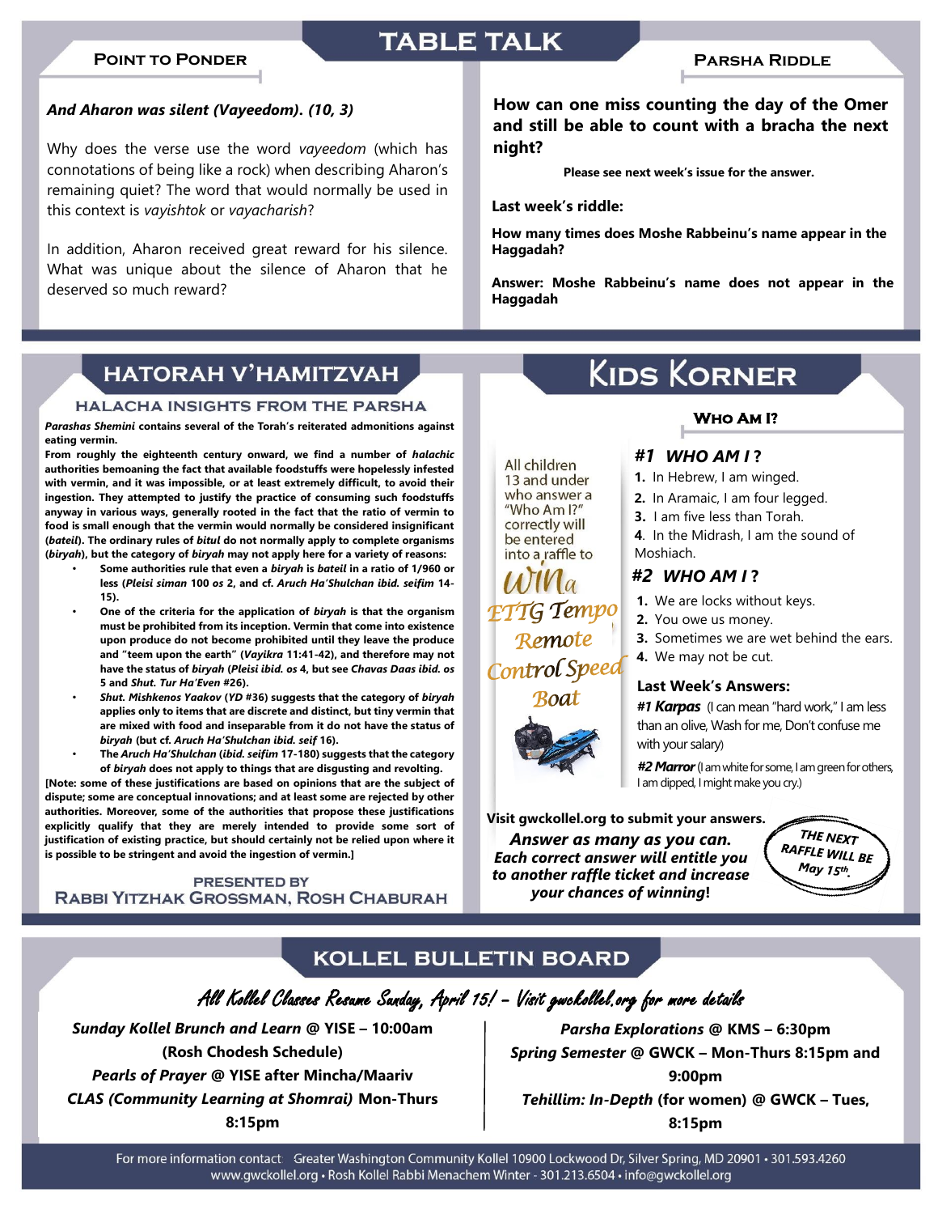# TABLE TALK

## Point to Ponder

***And Aharon was silent (Vayeedom). (10, 3)***

Why does the verse use the word *vayeedom* (which has connotations of being like a rock) when describing Aharon's remaining quiet? The word that would normally be used in this context is *vayishtok* or *vayacharish*?

In addition, Aharon received great reward for his silence. What was unique about the silence of Aharon that he deserved so much reward?

## Parsha Riddle

**How can one miss counting the day of the Omer and still be able to count with a bracha the next night?**

**Please see next week's issue for the answer.**

**Last week's riddle:**

**How many times does Moshe Rabbeinu's name appear in the Haggadah?**

**Answer: Moshe Rabbeinu's name does not appear in the Haggadah**

# HATORAH V'HAMITZVAH

## HALACHA INSIGHTS FROM THE PARSHA

***Parashas Shemini* contains several of the Torah's reiterated admonitions against eating vermin.**

**From roughly the eighteenth century onward, we find a number of *halachic* authorities bemoaning the fact that available foodstuffs were hopelessly infested with vermin, and it was impossible, or at least extremely difficult, to avoid their ingestion. They attempted to justify the practice of consuming such foodstuffs anyway in various ways, generally rooted in the fact that the ratio of vermin to food is small enough that the vermin would normally be considered insignificant (*bateil*). The ordinary rules of *bitul* do not normally apply to complete organisms (*biryah*), but the category of *biryah* may not apply here for a variety of reasons:**

- **Some authorities rule that even a *biryah* is *bateil* in a ratio of 1/960 or less (*Pleisi siman* 100 *os* 2, and cf. *Aruch Ha'Shulchan ibid. seifim* 14-15).**
- **One of the criteria for the application of *biryah* is that the organism must be prohibited from its inception. Vermin that come into existence upon produce do not become prohibited until they leave the produce and "teem upon the earth" (*Vayikra* 11:41-42), and therefore may not have the status of *biryah* (*Pleisi ibid. os* 4, but see *Chavas Daas ibid. os* 5 and *Shut. Tur Ha'Even* #26).**
- ***Shut. Mishkenos Yaakov* (*YD* #36) suggests that the category of *biryah* applies only to items that are discrete and distinct, but tiny vermin that are mixed with food and inseparable from it do not have the status of *biryah* (but cf. *Aruch Ha'Shulchan ibid. seif* 16).**
- **The *Aruch Ha'Shulchan* (*ibid. seifim* 17-180) suggests that the category of *biryah* does not apply to things that are disgusting and revolting.**

**[Note: some of these justifications are based on opinions that are the subject of dispute; some are conceptual innovations; and at least some are rejected by other authorities. Moreover, some of the authorities that propose these justifications explicitly qualify that they are merely intended to provide some sort of justification of existing practice, but should certainly not be relied upon where it is possible to be stringent and avoid the ingestion of vermin.]**

PRESENTED BY
RABBI YITZHAK GROSSMAN, ROSH CHABURAH

# Kids Korner

## Who Am I?

All children 13 and under who answer a "Who Am I?" correctly will be entered into a raffle to

WIN a ETTG Tempo Remote Control Speed Boat

### #1 WHO AM I ?

1. In Hebrew, I am winged.
2. In Aramaic, I am four legged.
3. I am five less than Torah.
4. In the Midrash, I am the sound of Moshiach.

### #2 WHO AM I ?

1. We are locks without keys.
2. You owe us money.
3. Sometimes we are wet behind the ears.
4. We may not be cut.

**Last Week's Answers:**

***#1 Karpas*** (I can mean "hard work," I am less than an olive, Wash for me, Don't confuse me with your salary)

***#2 Marror*** (I am white for some, I am green for others, I am dipped, I might make you cry.)

**Visit gwckollel.org to submit your answers.**

***Answer as many as you can. Each correct answer will entitle you to another raffle ticket and increase your chances of winning!***

THE NEXT RAFFLE WILL BE May 15th.

# KOLLEL BULLETIN BOARD

*All Kollel Classes Resume Sunday, April 15! – Visit gwckollel.org for more details*

***Sunday Kollel Brunch and Learn*** **@ YISE – 10:00am (Rosh Chodesh Schedule)**

***Pearls of Prayer*** **@ YISE after Mincha/Maariv**

***CLAS (Community Learning at Shomrai)*** **Mon-Thurs 8:15pm**

***Parsha Explorations*** **@ KMS – 6:30pm**

***Spring Semester*** **@ GWCK – Mon-Thurs 8:15pm and 9:00pm**

***Tehillim: In-Depth*** **(for women) @ GWCK – Tues, 8:15pm**

For more information contact: Greater Washington Community Kollel 10900 Lockwood Dr, Silver Spring, MD 20901 • 301.593.4260
www.gwckollel.org • Rosh Kollel Rabbi Menachem Winter - 301.213.6504 • info@gwckollel.org